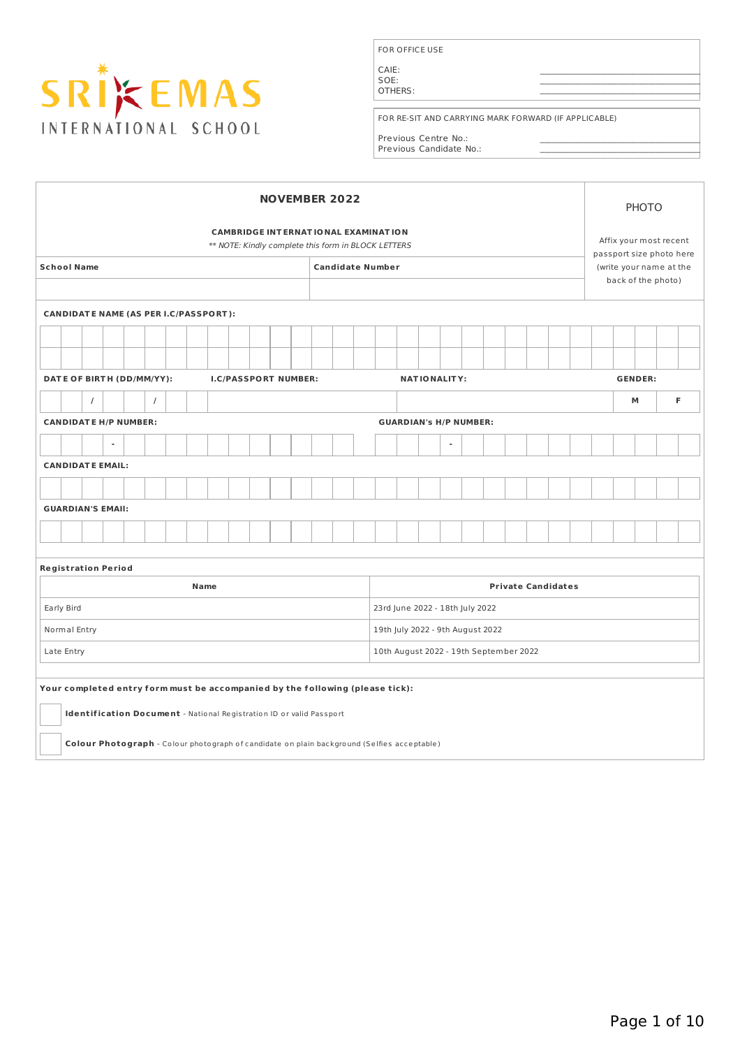SRI EMAS INTERNATIONAL SCHOOL

| FOR OFFICE USE | |
|---|---|
| CAIE: | |
| SOE: | |
| OTHERS: | |

| FOR RE-SIT AND CARRYING MARK FORWARD (IF APPLICABLE) | |
|---|---|
| Previous Centre No.: | |
| Previous Candidate No.: | |

## NOVEMBER 2022

**CAMBRIDGE INTERNATIONAL EXAMINATION**

*** NOTE: Kindly complete this form in BLOCK LETTERS*

| **School Name** | **Candidate Number** |
|---|---|
| | |

PHOTO

Affix your most recent passport size photo here (write your name at the back of the photo)

**CANDIDATE NAME (AS PER I.C/PASSPORT):**

| **DATE OF BIRTH (DD/MM/YY):** | **I.C/PASSPORT NUMBER:** | **NATIONALITY:** | **GENDER:** |
|---|---|---|---|
| / / | | | M F |

| **CANDIDATE H/P NUMBER:** | **GUARDIAN's H/P NUMBER:** |
|---|---|
| - | - |

**CANDIDATE EMAIL:**

**GUARDIAN'S EMAIl:**

**Registration Period**

| Name | Private Candidates |
|---|---|
| Early Bird | 23rd June 2022 - 18th July 2022 |
| Normal Entry | 19th July 2022 - 9th August 2022 |
| Late Entry | 10th August 2022 - 19th September 2022 |

**Your completed entry form must be accompanied by the following (please tick):**

- ☐ **Identification Document** - National Registration ID or valid Passport
- ☐ **Colour Photograph** - Colour photograph of candidate on plain background (Selfies acceptable)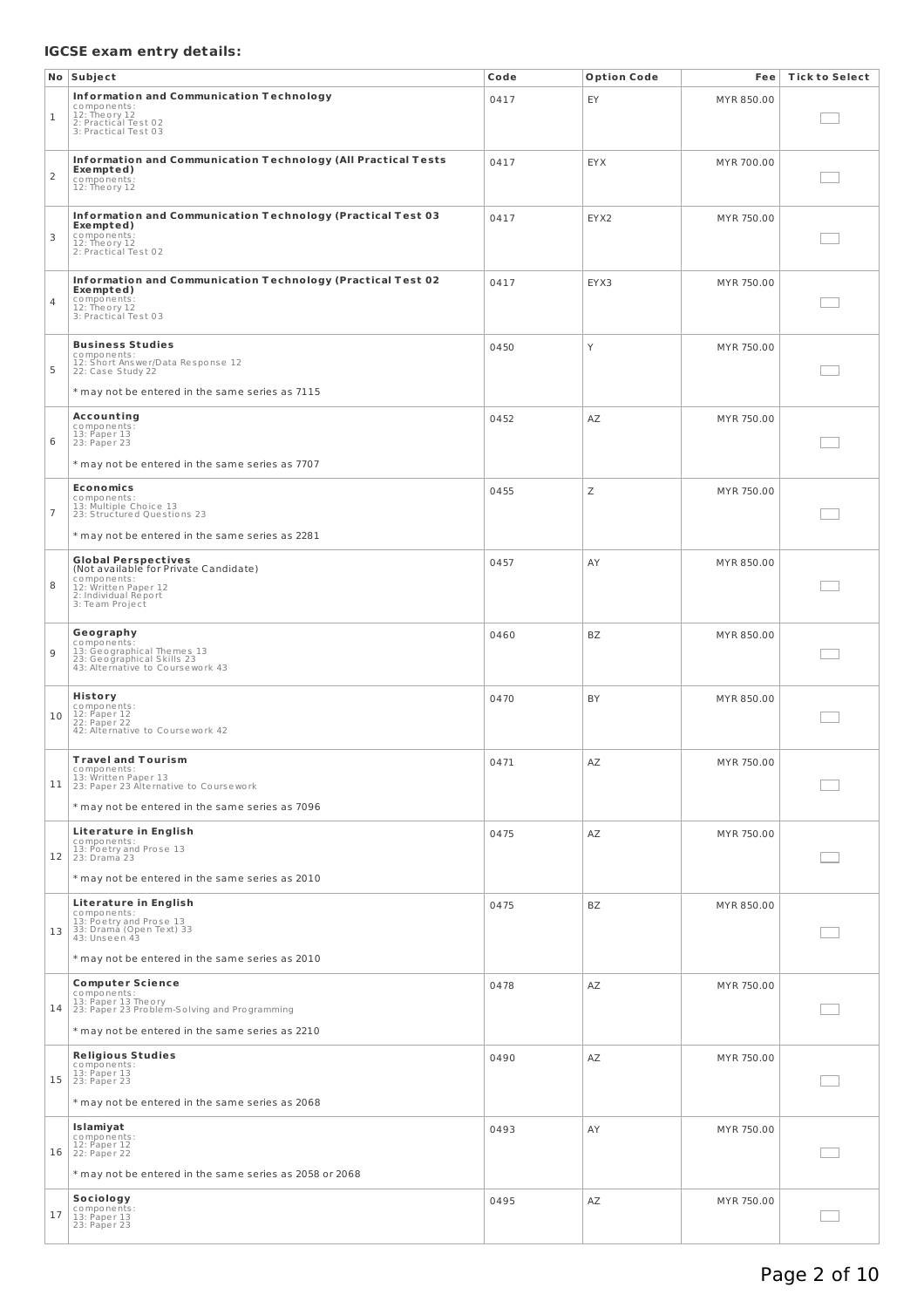**IGCSE exam entry details:**

| No | Subject | Code | Option Code | Fee | Tick to Select |
|---|---|---|---|---|---|
| 1 | **Information and Communication Technology**<br>components:<br>12: Theory 12<br>2: Practical Test 02<br>3: Practical Test 03 | 0417 | EY | MYR 850.00 | |
| 2 | **Information and Communication Technology (All Practical Tests Exempted)**<br>components:<br>12: Theory 12 | 0417 | EYX | MYR 700.00 | |
| 3 | **Information and Communication Technology (Practical Test 03 Exempted)**<br>components:<br>12: Theory 12<br>2: Practical Test 02 | 0417 | EYX2 | MYR 750.00 | |
| 4 | **Information and Communication Technology (Practical Test 02 Exempted)**<br>components:<br>12: Theory 12<br>3: Practical Test 03 | 0417 | EYX3 | MYR 750.00 | |
| 5 | **Business Studies**<br>components:<br>12: Short Answer/Data Response 12<br>22: Case Study 22<br><br>* may not be entered in the same series as 7115 | 0450 | Y | MYR 750.00 | |
| 6 | **Accounting**<br>components:<br>13: Paper 13<br>23: Paper 23<br><br>* may not be entered in the same series as 7707 | 0452 | AZ | MYR 750.00 | |
| 7 | **Economics**<br>components:<br>13: Multiple Choice 13<br>23: Structured Questions 23<br><br>* may not be entered in the same series as 2281 | 0455 | Z | MYR 750.00 | |
| 8 | **Global Perspectives**<br>(Not available for Private Candidate)<br>components:<br>12: Written Paper 12<br>2: Individual Report<br>3: Team Project | 0457 | AY | MYR 850.00 | |
| 9 | **Geography**<br>components:<br>13: Geographical Themes 13<br>23: Geographical Skills 23<br>43: Alternative to Coursework 43 | 0460 | BZ | MYR 850.00 | |
| 10 | **History**<br>components:<br>12: Paper 12<br>22: Paper 22<br>42: Alternative to Coursework 42 | 0470 | BY | MYR 850.00 | |
| 11 | **Travel and Tourism**<br>components:<br>13: Written Paper 13<br>23: Paper 23 Alternative to Coursework<br><br>* may not be entered in the same series as 7096 | 0471 | AZ | MYR 750.00 | |
| 12 | **Literature in English**<br>components:<br>13: Poetry and Prose 13<br>23: Drama 23<br><br>* may not be entered in the same series as 2010 | 0475 | AZ | MYR 750.00 | |
| 13 | **Literature in English**<br>components:<br>13: Poetry and Prose 13<br>33: Drama (Open Text) 33<br>43: Unseen 43<br><br>* may not be entered in the same series as 2010 | 0475 | BZ | MYR 850.00 | |
| 14 | **Computer Science**<br>components:<br>13: Paper 13 Theory<br>23: Paper 23 Problem-Solving and Programming<br><br>* may not be entered in the same series as 2210 | 0478 | AZ | MYR 750.00 | |
| 15 | **Religious Studies**<br>components:<br>13: Paper 13<br>23: Paper 23<br><br>* may not be entered in the same series as 2068 | 0490 | AZ | MYR 750.00 | |
| 16 | **Islamiyat**<br>components:<br>12: Paper 12<br>22: Paper 22<br><br>* may not be entered in the same series as 2058 or 2068 | 0493 | AY | MYR 750.00 | |
| 17 | **Sociology**<br>components:<br>13: Paper 13<br>23: Paper 23 | 0495 | AZ | MYR 750.00 | |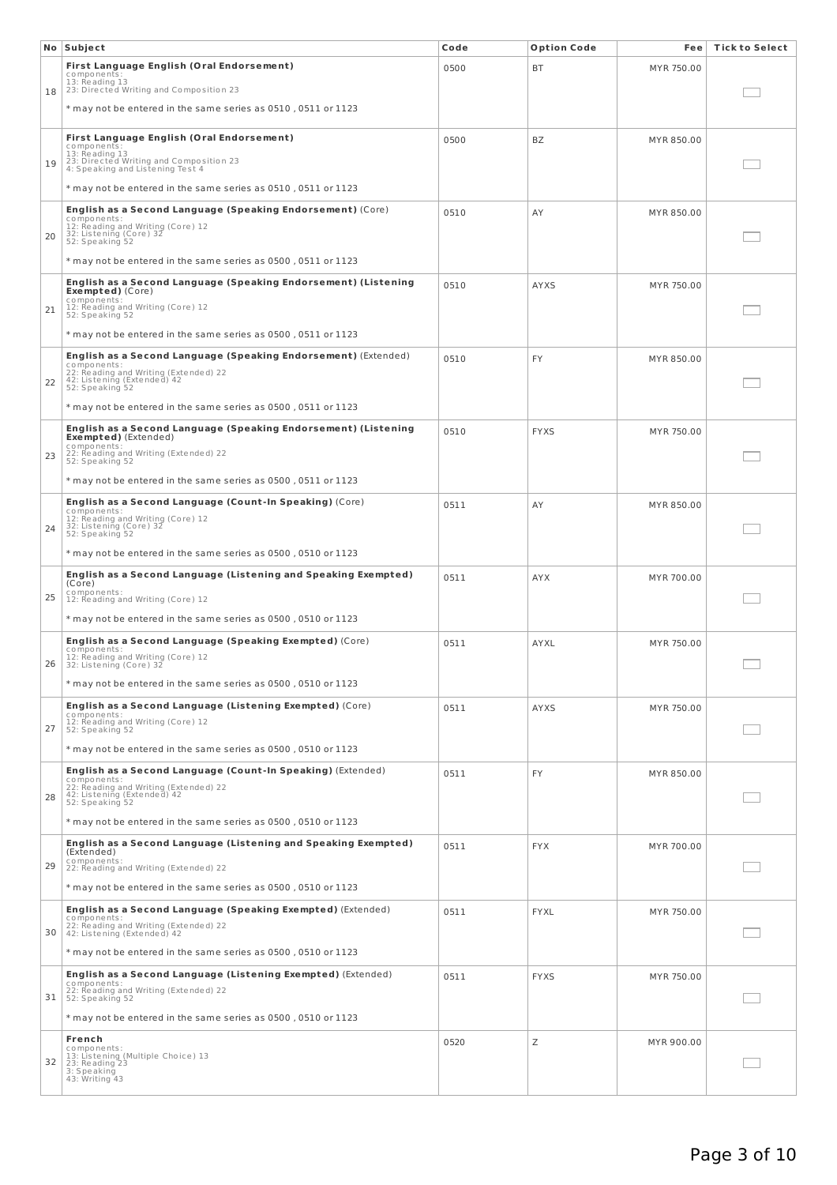| No | Subject | Code | Option Code | Fee | Tick to Select |
|---|---|---|---|---|---|
| 18 | **First Language English (Oral Endorsement)**<br>components:<br>13: Reading 13<br>23: Directed Writing and Composition 23<br><br>* may not be entered in the same series as 0510 , 0511 or 1123 | 0500 | BT | MYR 750.00 | |
| 19 | **First Language English (Oral Endorsement)**<br>components:<br>13: Reading 13<br>23: Directed Writing and Composition 23<br>4: Speaking and Listening Test 4<br><br>* may not be entered in the same series as 0510 , 0511 or 1123 | 0500 | BZ | MYR 850.00 | |
| 20 | **English as a Second Language (Speaking Endorsement)** (Core)<br>components:<br>12: Reading and Writing (Core) 12<br>32: Listening (Core) 32<br>52: Speaking 52<br><br>* may not be entered in the same series as 0500 , 0511 or 1123 | 0510 | AY | MYR 850.00 | |
| 21 | **English as a Second Language (Speaking Endorsement) (Listening Exempted)** (Core)<br>components:<br>12: Reading and Writing (Core) 12<br>52: Speaking 52<br><br>* may not be entered in the same series as 0500 , 0511 or 1123 | 0510 | AYXS | MYR 750.00 | |
| 22 | **English as a Second Language (Speaking Endorsement)** (Extended)<br>components:<br>22: Reading and Writing (Extended) 22<br>42: Listening (Extended) 42<br>52: Speaking 52<br><br>* may not be entered in the same series as 0500 , 0511 or 1123 | 0510 | FY | MYR 850.00 | |
| 23 | **English as a Second Language (Speaking Endorsement) (Listening Exempted)** (Extended)<br>components:<br>22: Reading and Writing (Extended) 22<br>52: Speaking 52<br><br>* may not be entered in the same series as 0500 , 0511 or 1123 | 0510 | FYXS | MYR 750.00 | |
| 24 | **English as a Second Language (Count-In Speaking)** (Core)<br>components:<br>12: Reading and Writing (Core) 12<br>32: Listening (Core) 32<br>52: Speaking 52<br><br>* may not be entered in the same series as 0500 , 0510 or 1123 | 0511 | AY | MYR 850.00 | |
| 25 | **English as a Second Language (Listening and Speaking Exempted)** (Core)<br>components:<br>12: Reading and Writing (Core) 12<br><br>* may not be entered in the same series as 0500 , 0510 or 1123 | 0511 | AYX | MYR 700.00 | |
| 26 | **English as a Second Language (Speaking Exempted)** (Core)<br>components:<br>12: Reading and Writing (Core) 12<br>32: Listening (Core) 32<br><br>* may not be entered in the same series as 0500 , 0510 or 1123 | 0511 | AYXL | MYR 750.00 | |
| 27 | **English as a Second Language (Listening Exempted)** (Core)<br>components:<br>12: Reading and Writing (Core) 12<br>52: Speaking 52<br><br>* may not be entered in the same series as 0500 , 0510 or 1123 | 0511 | AYXS | MYR 750.00 | |
| 28 | **English as a Second Language (Count-In Speaking)** (Extended)<br>components:<br>22: Reading and Writing (Extended) 22<br>42: Listening (Extended) 42<br>52: Speaking 52<br><br>* may not be entered in the same series as 0500 , 0510 or 1123 | 0511 | FY | MYR 850.00 | |
| 29 | **English as a Second Language (Listening and Speaking Exempted)** (Extended)<br>components:<br>22: Reading and Writing (Extended) 22<br><br>* may not be entered in the same series as 0500 , 0510 or 1123 | 0511 | FYX | MYR 700.00 | |
| 30 | **English as a Second Language (Speaking Exempted)** (Extended)<br>components:<br>22: Reading and Writing (Extended) 22<br>42: Listening (Extended) 42<br><br>* may not be entered in the same series as 0500 , 0510 or 1123 | 0511 | FYXL | MYR 750.00 | |
| 31 | **English as a Second Language (Listening Exempted)** (Extended)<br>components:<br>22: Reading and Writing (Extended) 22<br>52: Speaking 52<br><br>* may not be entered in the same series as 0500 , 0510 or 1123 | 0511 | FYXS | MYR 750.00 | |
| 32 | **French**<br>components:<br>13: Listening (Multiple Choice) 13<br>23: Reading 23<br>3: Speaking<br>43: Writing 43 | 0520 | Z | MYR 900.00 | |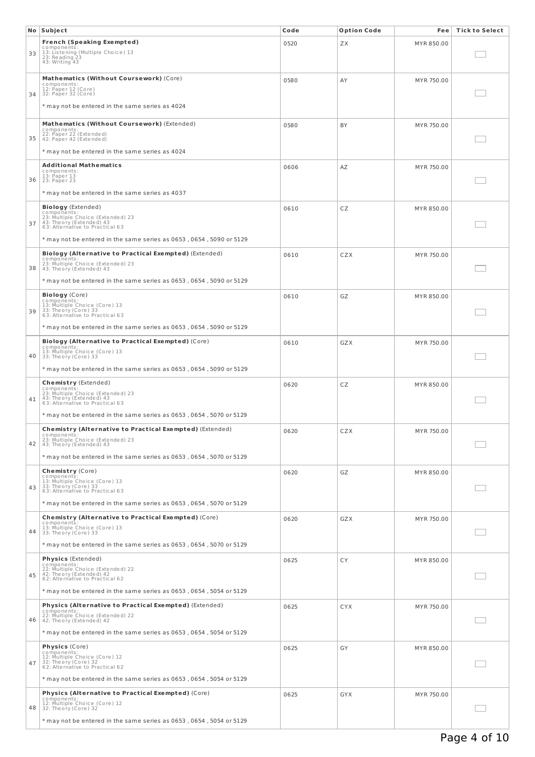| No | Subject | Code | Option Code | Fee | Tick to Select |
|---|---|---|---|---|---|
| 33 | **French (Speaking Exempted)**<br>components:<br>13: Listening (Multiple Choice) 13<br>23: Reading 23<br>43: Writing 43 | 0520 | ZX | MYR 850.00 | |
| 34 | **Mathematics (Without Coursework)** (Core)<br>components:<br>12: Paper 12 (Core)<br>32: Paper 32 (Core)<br><br>* may not be entered in the same series as 4024 | 0580 | AY | MYR 750.00 | |
| 35 | **Mathematics (Without Coursework)** (Extended)<br>components:<br>22: Paper 22 (Extended)<br>42: Paper 42 (Extended)<br><br>* may not be entered in the same series as 4024 | 0580 | BY | MYR 750.00 | |
| 36 | **Additional Mathematics**<br>components:<br>13: Paper 13<br>23: Paper 23<br><br>* may not be entered in the same series as 4037 | 0606 | AZ | MYR 750.00 | |
| 37 | **Biology** (Extended)<br>components:<br>23: Multiple Choice (Extended) 23<br>43: Theory (Extended) 43<br>63: Alternative to Practical 63<br><br>* may not be entered in the same series as 0653 , 0654 , 5090 or 5129 | 0610 | CZ | MYR 850.00 | |
| 38 | **Biology (Alternative to Practical Exempted)** (Extended)<br>components:<br>23: Multiple Choice (Extended) 23<br>43: Theory (Extended) 43<br><br>* may not be entered in the same series as 0653 , 0654 , 5090 or 5129 | 0610 | CZX | MYR 750.00 | |
| 39 | **Biology** (Core)<br>components:<br>13: Multiple Choice (Core) 13<br>33: Theory (Core) 33<br>63: Alternative to Practical 63<br><br>* may not be entered in the same series as 0653 , 0654 , 5090 or 5129 | 0610 | GZ | MYR 850.00 | |
| 40 | **Biology (Alternative to Practical Exempted)** (Core)<br>components:<br>13: Multiple Choice (Core) 13<br>33: Theory (Core) 33<br><br>* may not be entered in the same series as 0653 , 0654 , 5090 or 5129 | 0610 | GZX | MYR 750.00 | |
| 41 | **Chemistry** (Extended)<br>components:<br>23: Multiple Choice (Extended) 23<br>43: Theory (Extended) 43<br>63: Alternative to Practical 63<br><br>* may not be entered in the same series as 0653 , 0654 , 5070 or 5129 | 0620 | CZ | MYR 850.00 | |
| 42 | **Chemistry (Alternative to Practical Exempted)** (Extended)<br>components:<br>23: Multiple Choice (Extended) 23<br>43: Theory (Extended) 43<br><br>* may not be entered in the same series as 0653 , 0654 , 5070 or 5129 | 0620 | CZX | MYR 750.00 | |
| 43 | **Chemistry** (Core)<br>components:<br>13: Multiple Choice (Core) 13<br>33: Theory (Core) 33<br>63: Alternative to Practical 63<br><br>* may not be entered in the same series as 0653 , 0654 , 5070 or 5129 | 0620 | GZ | MYR 850.00 | |
| 44 | **Chemistry (Alternative to Practical Exempted)** (Core)<br>components:<br>13: Multiple Choice (Core) 13<br>33: Theory (Core) 33<br><br>* may not be entered in the same series as 0653 , 0654 , 5070 or 5129 | 0620 | GZX | MYR 750.00 | |
| 45 | **Physics** (Extended)<br>components:<br>22: Multiple Choice (Extended) 22<br>42: Theory (Extended) 42<br>62: Alternative to Practical 62<br><br>* may not be entered in the same series as 0653 , 0654 , 5054 or 5129 | 0625 | CY | MYR 850.00 | |
| 46 | **Physics (Alternative to Practical Exempted)** (Extended)<br>components:<br>22: Multiple Choice (Extended) 22<br>42: Theory (Extended) 42<br><br>* may not be entered in the same series as 0653 , 0654 , 5054 or 5129 | 0625 | CYX | MYR 750.00 | |
| 47 | **Physics** (Core)<br>components:<br>12: Multiple Choice (Core) 12<br>32: Theory (Core) 32<br>62: Alternative to Practical 62<br><br>* may not be entered in the same series as 0653 , 0654 , 5054 or 5129 | 0625 | GY | MYR 850.00 | |
| 48 | **Physics (Alternative to Practical Exempted)** (Core)<br>components:<br>12: Multiple Choice (Core) 12<br>32: Theory (Core) 32<br><br>* may not be entered in the same series as 0653 , 0654 , 5054 or 5129 | 0625 | GYX | MYR 750.00 | |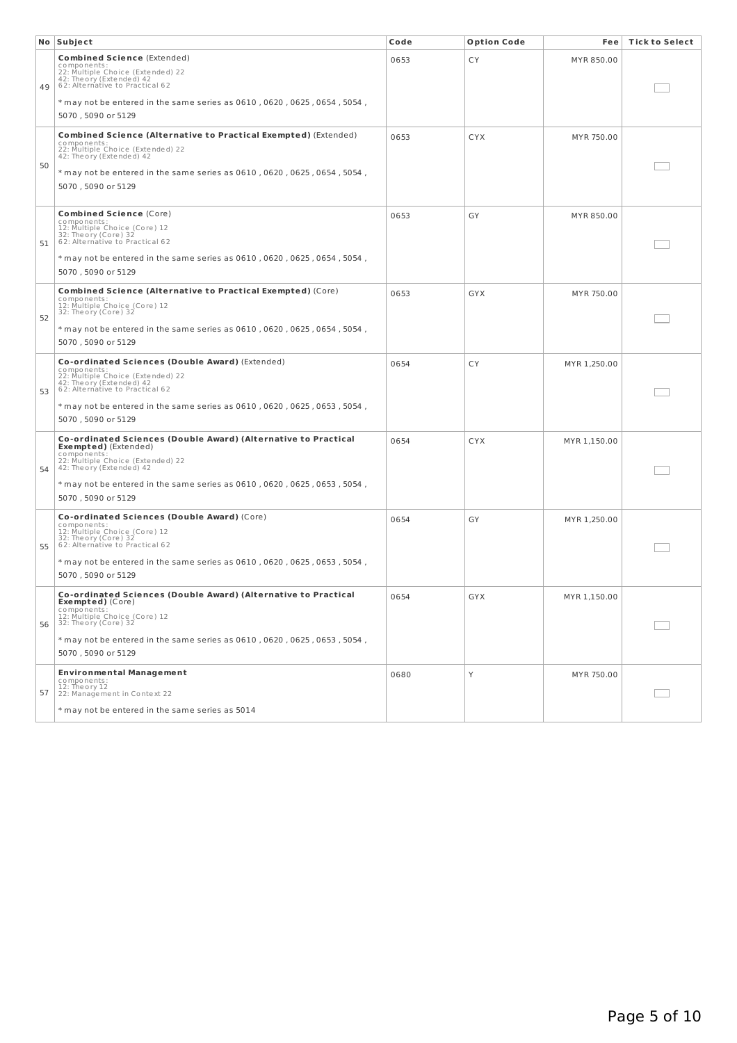| No | Subject | Code | Option Code | Fee | Tick to Select |
|---|---|---|---|---|---|
| 49 | **Combined Science** (Extended)<br>components:<br>22: Multiple Choice (Extended) 22<br>42: Theory (Extended) 42<br>62: Alternative to Practical 62<br><br>* may not be entered in the same series as 0610 , 0620 , 0625 , 0654 , 5054 , 5070 , 5090 or 5129 | 0653 | CY | MYR 850.00 | |
| 50 | **Combined Science (Alternative to Practical Exempted)** (Extended)<br>components:<br>22: Multiple Choice (Extended) 22<br>42: Theory (Extended) 42<br><br>* may not be entered in the same series as 0610 , 0620 , 0625 , 0654 , 5054 , 5070 , 5090 or 5129 | 0653 | CYX | MYR 750.00 | |
| 51 | **Combined Science** (Core)<br>components:<br>12: Multiple Choice (Core) 12<br>32: Theory (Core) 32<br>62: Alternative to Practical 62<br><br>* may not be entered in the same series as 0610 , 0620 , 0625 , 0654 , 5054 , 5070 , 5090 or 5129 | 0653 | GY | MYR 850.00 | |
| 52 | **Combined Science (Alternative to Practical Exempted)** (Core)<br>components:<br>12: Multiple Choice (Core) 12<br>32: Theory (Core) 32<br><br>* may not be entered in the same series as 0610 , 0620 , 0625 , 0654 , 5054 , 5070 , 5090 or 5129 | 0653 | GYX | MYR 750.00 | |
| 53 | **Co-ordinated Sciences (Double Award)** (Extended)<br>components:<br>22: Multiple Choice (Extended) 22<br>42: Theory (Extended) 42<br>62: Alternative to Practical 62<br><br>* may not be entered in the same series as 0610 , 0620 , 0625 , 0653 , 5054 , 5070 , 5090 or 5129 | 0654 | CY | MYR 1,250.00 | |
| 54 | **Co-ordinated Sciences (Double Award) (Alternative to Practical Exempted)** (Extended)<br>components:<br>22: Multiple Choice (Extended) 22<br>42: Theory (Extended) 42<br><br>* may not be entered in the same series as 0610 , 0620 , 0625 , 0653 , 5054 , 5070 , 5090 or 5129 | 0654 | CYX | MYR 1,150.00 | |
| 55 | **Co-ordinated Sciences (Double Award)** (Core)<br>components:<br>12: Multiple Choice (Core) 12<br>32: Theory (Core) 32<br>62: Alternative to Practical 62<br><br>* may not be entered in the same series as 0610 , 0620 , 0625 , 0653 , 5054 , 5070 , 5090 or 5129 | 0654 | GY | MYR 1,250.00 | |
| 56 | **Co-ordinated Sciences (Double Award) (Alternative to Practical Exempted)** (Core)<br>components:<br>12: Multiple Choice (Core) 12<br>32: Theory (Core) 32<br><br>* may not be entered in the same series as 0610 , 0620 , 0625 , 0653 , 5054 , 5070 , 5090 or 5129 | 0654 | GYX | MYR 1,150.00 | |
| 57 | **Environmental Management**<br>components:<br>12: Theory 12<br>22: Management in Context 22<br><br>* may not be entered in the same series as 5014 | 0680 | Y | MYR 750.00 | |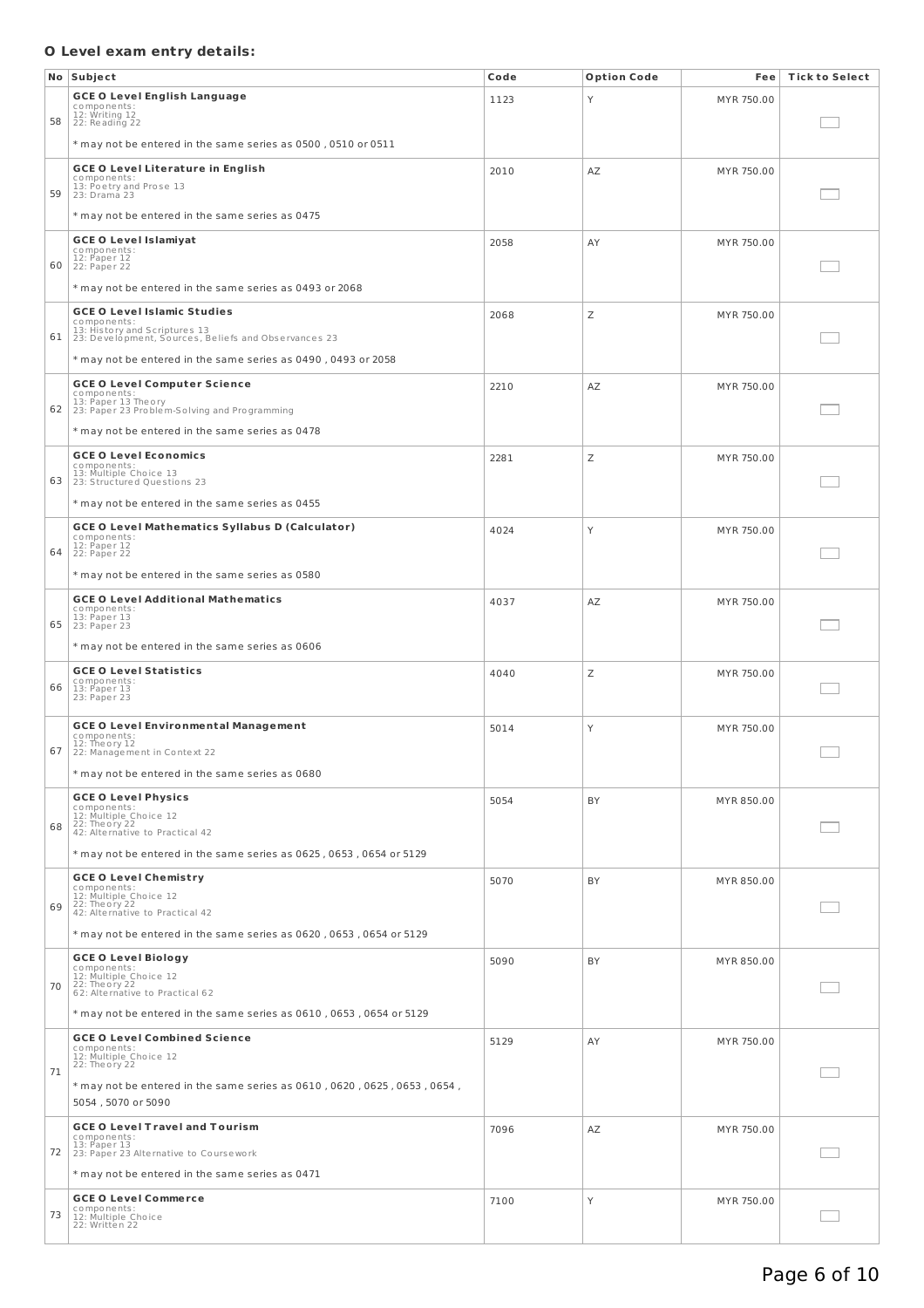**O Level exam entry details:**

| No | Subject | Code | Option Code | Fee | Tick to Select |
|---|---|---|---|---|---|
| 58 | **GCE O Level English Language**<br>components:<br>12: Writing 12<br>22: Reading 22<br><br>* may not be entered in the same series as 0500 , 0510 or 0511 | 1123 | Y | MYR 750.00 | |
| 59 | **GCE O Level Literature in English**<br>components:<br>13: Poetry and Prose 13<br>23: Drama 23<br><br>* may not be entered in the same series as 0475 | 2010 | AZ | MYR 750.00 | |
| 60 | **GCE O Level Islamiyat**<br>components:<br>12: Paper 12<br>22: Paper 22<br><br>* may not be entered in the same series as 0493 or 2068 | 2058 | AY | MYR 750.00 | |
| 61 | **GCE O Level Islamic Studies**<br>components:<br>13: History and Scriptures 13<br>23: Development, Sources, Beliefs and Observances 23<br><br>* may not be entered in the same series as 0490 , 0493 or 2058 | 2068 | Z | MYR 750.00 | |
| 62 | **GCE O Level Computer Science**<br>components:<br>13: Paper 13 Theory<br>23: Paper 23 Problem-Solving and Programming<br><br>* may not be entered in the same series as 0478 | 2210 | AZ | MYR 750.00 | |
| 63 | **GCE O Level Economics**<br>components:<br>13: Multiple Choice 13<br>23: Structured Questions 23<br><br>* may not be entered in the same series as 0455 | 2281 | Z | MYR 750.00 | |
| 64 | **GCE O Level Mathematics Syllabus D (Calculator)**<br>components:<br>12: Paper 12<br>22: Paper 22<br><br>* may not be entered in the same series as 0580 | 4024 | Y | MYR 750.00 | |
| 65 | **GCE O Level Additional Mathematics**<br>components:<br>13: Paper 13<br>23: Paper 23<br><br>* may not be entered in the same series as 0606 | 4037 | AZ | MYR 750.00 | |
| 66 | **GCE O Level Statistics**<br>components:<br>13: Paper 13<br>23: Paper 23 | 4040 | Z | MYR 750.00 | |
| 67 | **GCE O Level Environmental Management**<br>components:<br>12: Theory 12<br>22: Management in Context 22<br><br>* may not be entered in the same series as 0680 | 5014 | Y | MYR 750.00 | |
| 68 | **GCE O Level Physics**<br>components:<br>12: Multiple Choice 12<br>22: Theory 22<br>42: Alternative to Practical 42<br><br>* may not be entered in the same series as 0625 , 0653 , 0654 or 5129 | 5054 | BY | MYR 850.00 | |
| 69 | **GCE O Level Chemistry**<br>components:<br>12: Multiple Choice 12<br>22: Theory 22<br>42: Alternative to Practical 42<br><br>* may not be entered in the same series as 0620 , 0653 , 0654 or 5129 | 5070 | BY | MYR 850.00 | |
| 70 | **GCE O Level Biology**<br>components:<br>12: Multiple Choice 12<br>22: Theory 22<br>62: Alternative to Practical 62<br><br>* may not be entered in the same series as 0610 , 0653 , 0654 or 5129 | 5090 | BY | MYR 850.00 | |
| 71 | **GCE O Level Combined Science**<br>components:<br>12: Multiple Choice 12<br>22: Theory 22<br><br>* may not be entered in the same series as 0610 , 0620 , 0625 , 0653 , 0654 , 5054 , 5070 or 5090 | 5129 | AY | MYR 750.00 | |
| 72 | **GCE O Level Travel and Tourism**<br>components:<br>13: Paper 13<br>23: Paper 23 Alternative to Coursework<br><br>* may not be entered in the same series as 0471 | 7096 | AZ | MYR 750.00 | |
| 73 | **GCE O Level Commerce**<br>components:<br>12: Multiple Choice<br>22: Written 22 | 7100 | Y | MYR 750.00 | |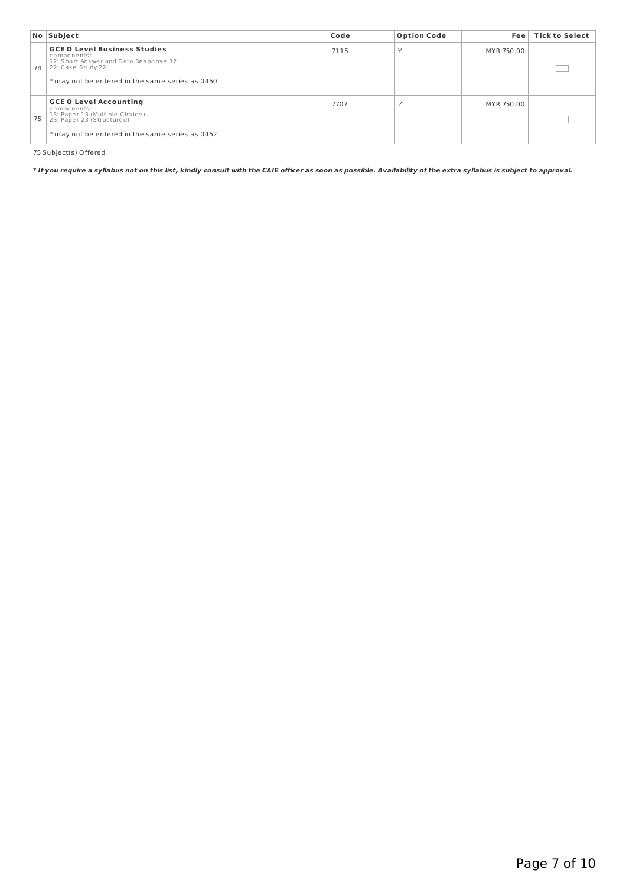| No | Subject | Code | Option Code | Fee | Tick to Select |
|---|---|---|---|---|---|
| 74 | **GCE O Level Business Studies**<br>components:<br>12: Short Answer and Data Response 12<br>22: Case Study 22<br><br>* may not be entered in the same series as 0450 | 7115 | Y | MYR 750.00 | |
| 75 | **GCE O Level Accounting**<br>components:<br>13: Paper 13 (Multiple Choice)<br>23: Paper 23 (Structured)<br><br>* may not be entered in the same series as 0452 | 7707 | Z | MYR 750.00 | |

75 Subject(s) Offered

***If you require a syllabus not on this list, kindly consult with the CAIE officer as soon as possible. Availability of the extra syllabus is subject to approval.***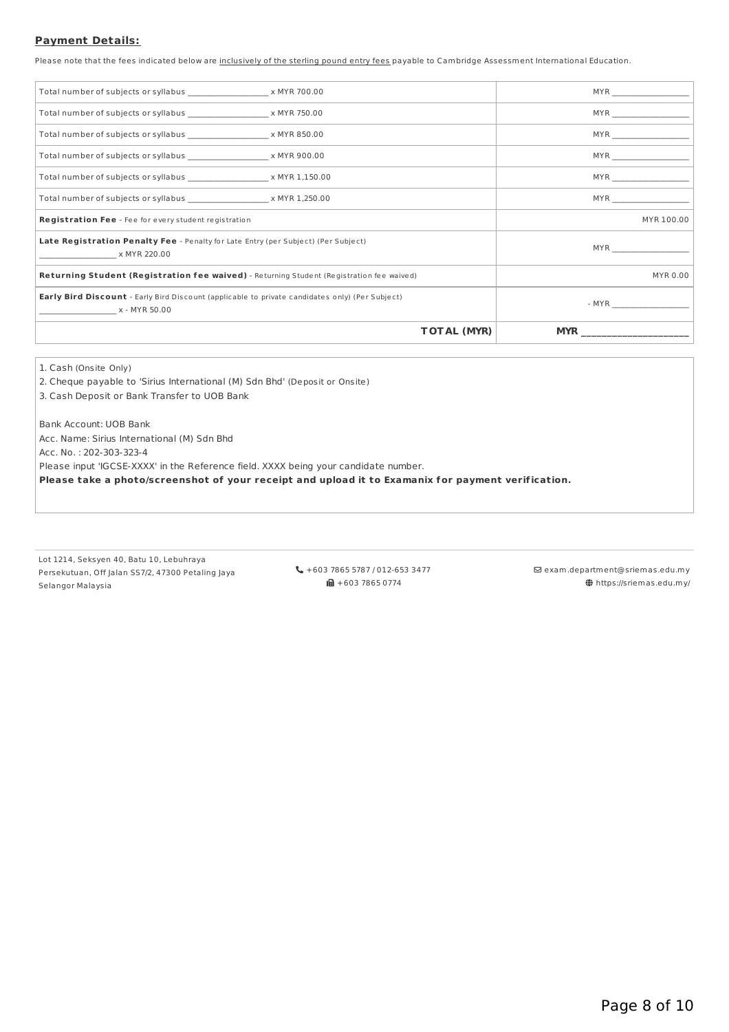**Payment Details:**

Please note that the fees indicated below are inclusively of the sterling pound entry fees payable to Cambridge Assessment International Education.

| | |
|---|---|
| Total number of subjects or syllabus ___________________ x MYR 700.00 | MYR ___________________ |
| Total number of subjects or syllabus ___________________ x MYR 750.00 | MYR ___________________ |
| Total number of subjects or syllabus ___________________ x MYR 850.00 | MYR ___________________ |
| Total number of subjects or syllabus ___________________ x MYR 900.00 | MYR ___________________ |
| Total number of subjects or syllabus ___________________ x MYR 1,150.00 | MYR ___________________ |
| Total number of subjects or syllabus ___________________ x MYR 1,250.00 | MYR ___________________ |
| **Registration Fee** - Fee for every student registration | MYR 100.00 |
| **Late Registration Penalty Fee** - Penalty for Late Entry (per Subject) (Per Subject) ___________________ x MYR 220.00 | MYR ___________________ |
| **Returning Student (Registration fee waived)** - Returning Student (Registration fee waived) | MYR 0.00 |
| **Early Bird Discount** - Early Bird Discount (applicable to private candidates only) (Per Subject) ___________________ x - MYR 50.00 | - MYR ___________________ |
| **TOTAL (MYR)** | **MYR ___________________** |

1. Cash (Onsite Only)
2. Cheque payable to 'Sirius International (M) Sdn Bhd' (Deposit or Onsite)
3. Cash Deposit or Bank Transfer to UOB Bank

Bank Account: UOB Bank
Acc. Name: Sirius International (M) Sdn Bhd
Acc. No. : 202-303-323-4
Please input 'IGCSE-XXXX' in the Reference field. XXXX being your candidate number.
**Please take a photo/screenshot of your receipt and upload it to Examanix for payment verification.**

Lot 1214, Seksyen 40, Batu 10, Lebuhraya Persekutuan, Off Jalan SS7/2, 47300 Petaling Jaya Selangor Malaysia

+603 7865 5787 / 012-653 3477
+603 7865 0774

exam.department@sriemas.edu.my
https://sriemas.edu.my/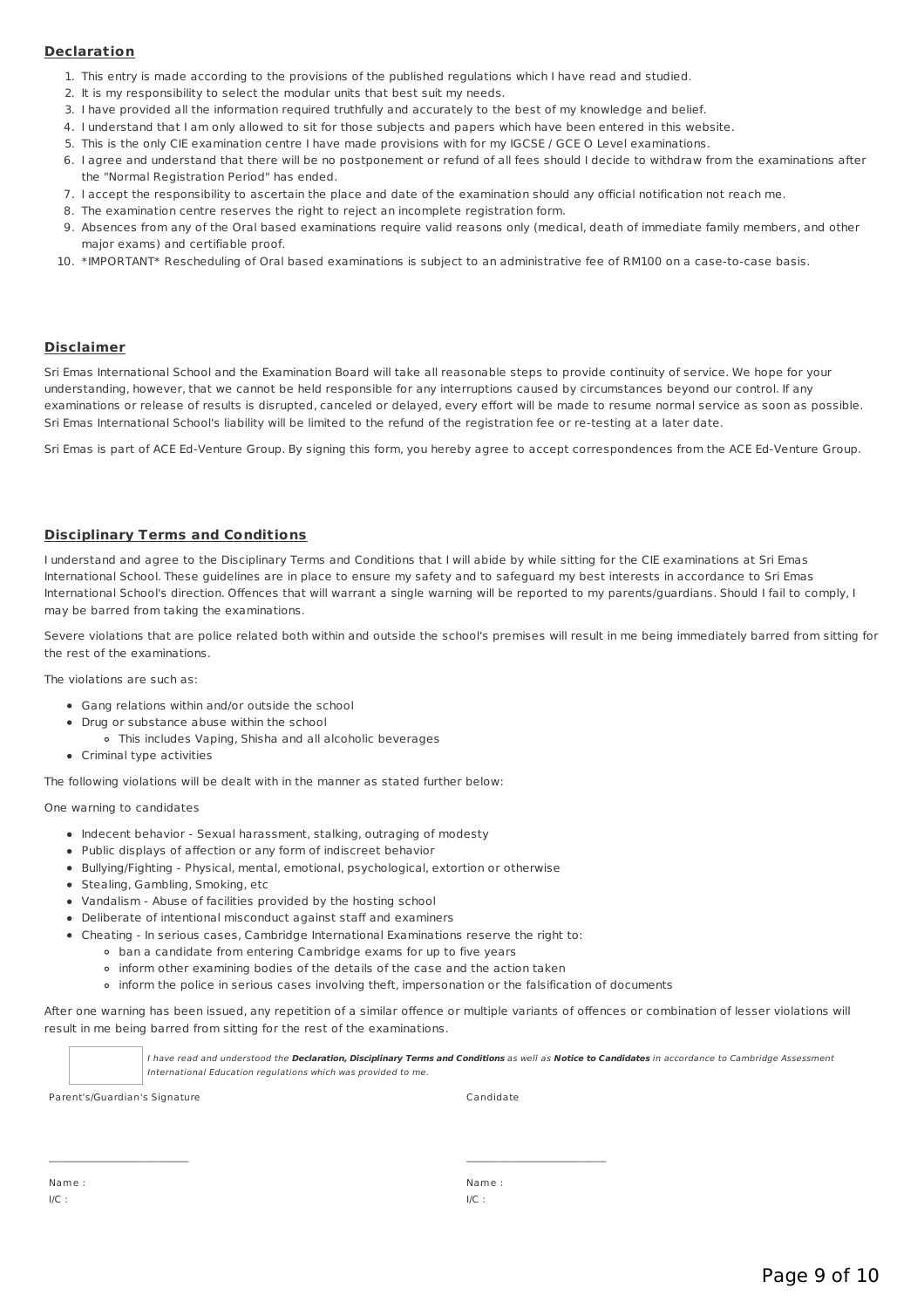## Declaration

1. This entry is made according to the provisions of the published regulations which I have read and studied.
2. It is my responsibility to select the modular units that best suit my needs.
3. I have provided all the information required truthfully and accurately to the best of my knowledge and belief.
4. I understand that I am only allowed to sit for those subjects and papers which have been entered in this website.
5. This is the only CIE examination centre I have made provisions with for my IGCSE / GCE O Level examinations.
6. I agree and understand that there will be no postponement or refund of all fees should I decide to withdraw from the examinations after the "Normal Registration Period" has ended.
7. I accept the responsibility to ascertain the place and date of the examination should any official notification not reach me.
8. The examination centre reserves the right to reject an incomplete registration form.
9. Absences from any of the Oral based examinations require valid reasons only (medical, death of immediate family members, and other major exams) and certifiable proof.
10. *IMPORTANT* Rescheduling of Oral based examinations is subject to an administrative fee of RM100 on a case-to-case basis.

## Disclaimer

Sri Emas International School and the Examination Board will take all reasonable steps to provide continuity of service. We hope for your understanding, however, that we cannot be held responsible for any interruptions caused by circumstances beyond our control. If any examinations or release of results is disrupted, canceled or delayed, every effort will be made to resume normal service as soon as possible. Sri Emas International School's liability will be limited to the refund of the registration fee or re-testing at a later date.

Sri Emas is part of ACE Ed-Venture Group. By signing this form, you hereby agree to accept correspondences from the ACE Ed-Venture Group.

## Disciplinary Terms and Conditions

I understand and agree to the Disciplinary Terms and Conditions that I will abide by while sitting for the CIE examinations at Sri Emas International School. These guidelines are in place to ensure my safety and to safeguard my best interests in accordance to Sri Emas International School's direction. Offences that will warrant a single warning will be reported to my parents/guardians. Should I fail to comply, I may be barred from taking the examinations.

Severe violations that are police related both within and outside the school's premises will result in me being immediately barred from sitting for the rest of the examinations.

The violations are such as:

- Gang relations within and/or outside the school
- Drug or substance abuse within the school
  - This includes Vaping, Shisha and all alcoholic beverages
- Criminal type activities

The following violations will be dealt with in the manner as stated further below:

One warning to candidates

- Indecent behavior - Sexual harassment, stalking, outraging of modesty
- Public displays of affection or any form of indiscreet behavior
- Bullying/Fighting - Physical, mental, emotional, psychological, extortion or otherwise
- Stealing, Gambling, Smoking, etc
- Vandalism - Abuse of facilities provided by the hosting school
- Deliberate of intentional misconduct against staff and examiners
- Cheating - In serious cases, Cambridge International Examinations reserve the right to:
  - ban a candidate from entering Cambridge exams for up to five years
  - inform other examining bodies of the details of the case and the action taken
  - inform the police in serious cases involving theft, impersonation or the falsification of documents

After one warning has been issued, any repetition of a similar offence or multiple variants of offences or combination of lesser violations will result in me being barred from sitting for the rest of the examinations.

*I have read and understood the **Declaration, Disciplinary Terms and Conditions** as well as **Notice to Candidates** in accordance to Cambridge Assessment International Education regulations which was provided to me.*

| Parent's/Guardian's Signature | Candidate |
| --- | --- |
| ______________________ | ______________________ |
| Name : | Name : |
| I/C : | I/C : |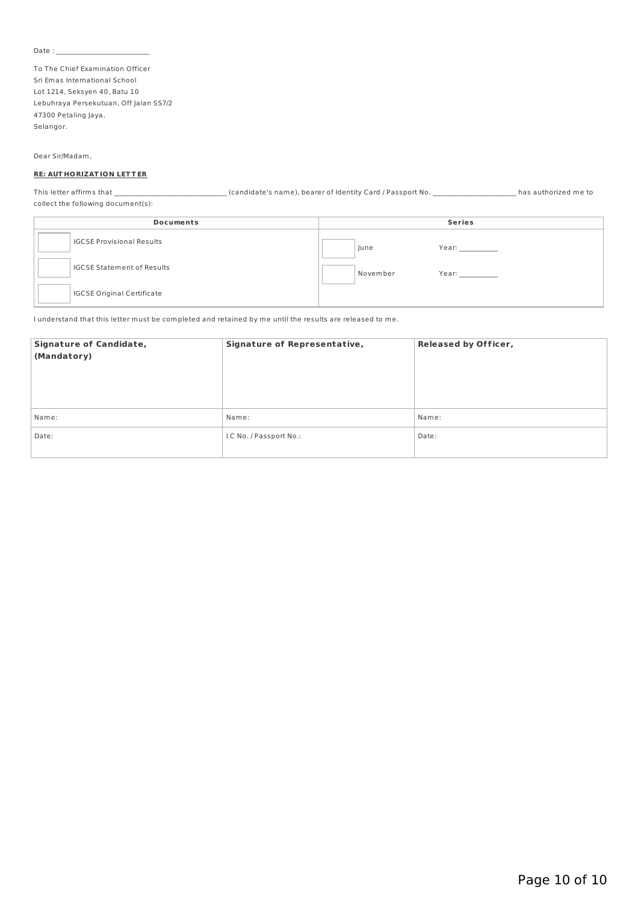Date : ______________________

To The Chief Examination Officer
Sri Emas International School
Lot 1214, Seksyen 40, Batu 10
Lebuhraya Persekutuan, Off Jalan SS7/2
47300 Petaling Jaya,
Selangor.

Dear Sir/Madam,

**RE: AUTHORIZATION LETTER**

This letter affirms that ___________________________ (candidate's name), bearer of Identity Card / Passport No. ____________________ has authorized me to collect the following document(s):

| Documents | Series | |
|---|---|---|
| ☐ IGCSE Provisional Results | ☐ June | Year: _________ |
| ☐ IGCSE Statement of Results | ☐ November | Year: _________ |
| ☐ IGCSE Original Certificate | | |

I understand that this letter must be completed and retained by me until the results are released to me.

| **Signature of Candidate, (Mandatory)** | **Signature of Representative,** | **Released by Officer,** |
|---|---|---|
| Name: | Name: | Name: |
| Date: | I.C No. / Passport No.: | Date: |